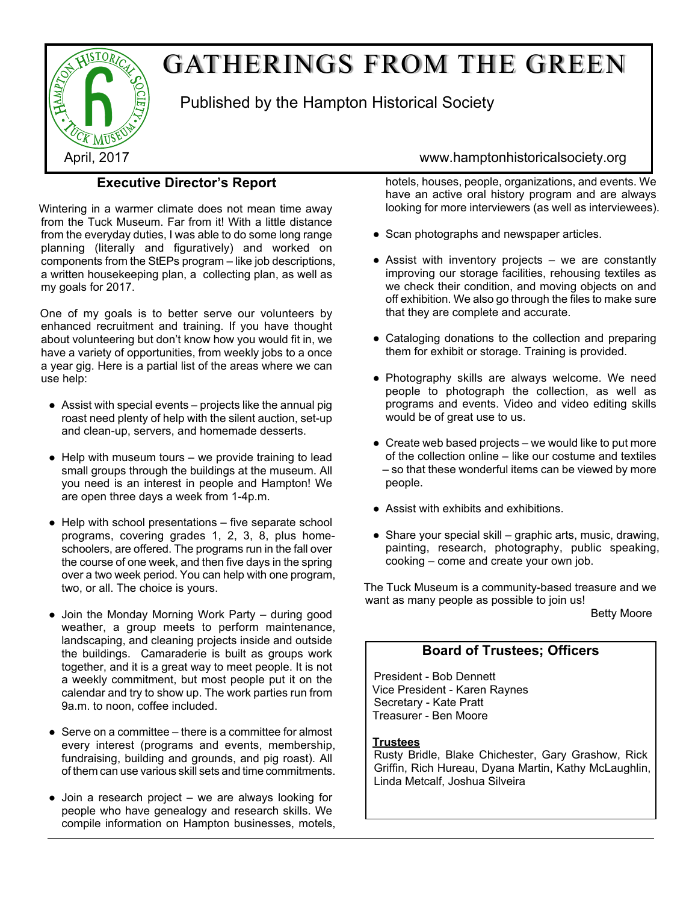# GATHERINGS FROM THE GREEN

Published by the Hampton Historical Society

April, 2017

www.hamptonhistoricalsociety.org

## Executive Director's Report

Wintering in a warmer climate does not mean time away from the Tuck Museum. Far from it! With a little distance from the everyday duties, I was able to do some long range planning (literally and figuratively) and worked on components from the StEPs program – like job descriptions, a written housekeeping plan, a collecting plan, as well as my goals for 2017.

One of my goals is to better serve our volunteers by enhanced recruitment and training. If you have thought about volunteering but don't know how you would fit in, we have a variety of opportunities, from weekly jobs to a once a year gig. Here is a partial list of the areas where we can use help:

- Assist with special events – projects like the annual pig roast need plenty of help with the silent auction, set-up and clean-up, servers, and homemade desserts.
- Help with museum tours – we provide training to lead small groups through the buildings at the museum. All you need is an interest in people and Hampton! We are open three days a week from 1-4p.m.
- Help with school presentations – five separate school programs, covering grades 1, 2, 3, 8, plus home-schoolers, are offered. The programs run in the fall over the course of one week, and then five days in the spring over a two week period. You can help with one program, two, or all. The choice is yours.
- Join the Monday Morning Work Party – during good weather, a group meets to perform maintenance, landscaping, and cleaning projects inside and outside the buildings. Camaraderie is built as groups work together, and it is a great way to meet people. It is not a weekly commitment, but most people put it on the calendar and try to show up. The work parties run from 9a.m. to noon, coffee included.
- Serve on a committee – there is a committee for almost every interest (programs and events, membership, fundraising, building and grounds, and pig roast). All of them can use various skill sets and time commitments.
- Join a research project – we are always looking for people who have genealogy and research skills. We compile information on Hampton businesses, motels, hotels, houses, people, organizations, and events. We have an active oral history program and are always looking for more interviewers (as well as interviewees).
- Scan photographs and newspaper articles.
- Assist with inventory projects – we are constantly improving our storage facilities, rehousing textiles as we check their condition, and moving objects on and off exhibition. We also go through the files to make sure that they are complete and accurate.
- Cataloging donations to the collection and preparing them for exhibit or storage. Training is provided.
- Photography skills are always welcome. We need people to photograph the collection, as well as programs and events. Video and video editing skills would be of great use to us.
- Create web based projects – we would like to put more of the collection online – like our costume and textiles – so that these wonderful items can be viewed by more people.
- Assist with exhibits and exhibitions.
- Share your special skill – graphic arts, music, drawing, painting, research, photography, public speaking, cooking – come and create your own job.

The Tuck Museum is a community-based treasure and we want as many people as possible to join us!

Betty Moore

## Board of Trustees; Officers

President - Bob Dennett
Vice President - Karen Raynes
Secretary - Kate Pratt
Treasurer - Ben Moore

**Trustees**

Rusty Bridle, Blake Chichester, Gary Grashow, Rick Griffin, Rich Hureau, Dyana Martin, Kathy McLaughlin, Linda Metcalf, Joshua Silveira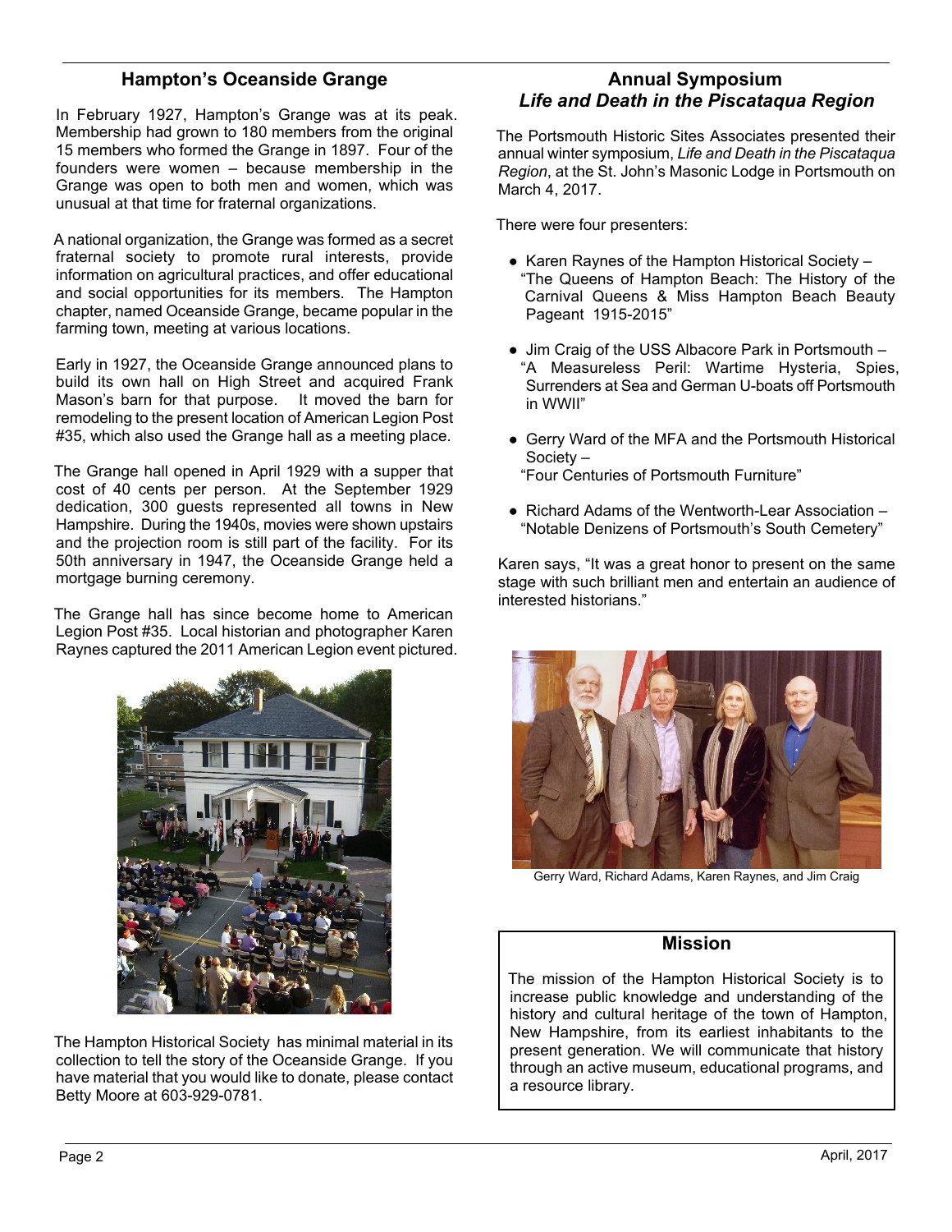## Hampton's Oceanside Grange

In February 1927, Hampton's Grange was at its peak. Membership had grown to 180 members from the original 15 members who formed the Grange in 1897. Four of the founders were women – because membership in the Grange was open to both men and women, which was unusual at that time for fraternal organizations.

A national organization, the Grange was formed as a secret fraternal society to promote rural interests, provide information on agricultural practices, and offer educational and social opportunities for its members. The Hampton chapter, named Oceanside Grange, became popular in the farming town, meeting at various locations.

Early in 1927, the Oceanside Grange announced plans to build its own hall on High Street and acquired Frank Mason's barn for that purpose. It moved the barn for remodeling to the present location of American Legion Post #35, which also used the Grange hall as a meeting place.

The Grange hall opened in April 1929 with a supper that cost of 40 cents per person. At the September 1929 dedication, 300 guests represented all towns in New Hampshire. During the 1940s, movies were shown upstairs and the projection room is still part of the facility. For its 50th anniversary in 1947, the Oceanside Grange held a mortgage burning ceremony.

The Grange hall has since become home to American Legion Post #35. Local historian and photographer Karen Raynes captured the 2011 American Legion event pictured.

The Hampton Historical Society has minimal material in its collection to tell the story of the Oceanside Grange. If you have material that you would like to donate, please contact Betty Moore at 603-929-0781.

## Annual Symposium
## *Life and Death in the Piscataqua Region*

The Portsmouth Historic Sites Associates presented their annual winter symposium, *Life and Death in the Piscataqua Region*, at the St. John's Masonic Lodge in Portsmouth on March 4, 2017.

There were four presenters:

- Karen Raynes of the Hampton Historical Society – "The Queens of Hampton Beach: The History of the Carnival Queens & Miss Hampton Beach Beauty Pageant 1915-2015"
- Jim Craig of the USS Albacore Park in Portsmouth – "A Measureless Peril: Wartime Hysteria, Spies, Surrenders at Sea and German U-boats off Portsmouth in WWII"
- Gerry Ward of the MFA and the Portsmouth Historical Society – "Four Centuries of Portsmouth Furniture"
- Richard Adams of the Wentworth-Lear Association – "Notable Denizens of Portsmouth's South Cemetery"

Karen says, "It was a great honor to present on the same stage with such brilliant men and entertain an audience of interested historians."

Gerry Ward, Richard Adams, Karen Raynes, and Jim Craig

### Mission

The mission of the Hampton Historical Society is to increase public knowledge and understanding of the history and cultural heritage of the town of Hampton, New Hampshire, from its earliest inhabitants to the present generation. We will communicate that history through an active museum, educational programs, and a resource library.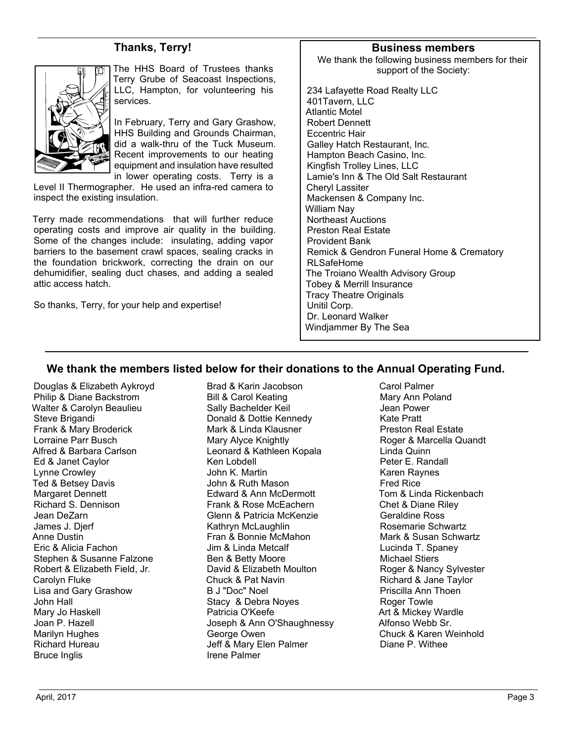## Thanks, Terry!

The HHS Board of Trustees thanks Terry Grube of Seacoast Inspections, LLC, Hampton, for volunteering his services.

In February, Terry and Gary Grashow, HHS Building and Grounds Chairman, did a walk-thru of the Tuck Museum. Recent improvements to our heating equipment and insulation have resulted in lower operating costs. Terry is a Level II Thermographer. He used an infra-red camera to inspect the existing insulation.

Terry made recommendations that will further reduce operating costs and improve air quality in the building. Some of the changes include: insulating, adding vapor barriers to the basement crawl spaces, sealing cracks in the foundation brickwork, correcting the drain on our dehumidifier, sealing duct chases, and adding a sealed attic access hatch.

So thanks, Terry, for your help and expertise!

## Business members

We thank the following business members for their support of the Society:

234 Lafayette Road Realty LLC
401Tavern, LLC
Atlantic Motel
Robert Dennett
Eccentric Hair
Galley Hatch Restaurant, Inc.
Hampton Beach Casino, Inc.
Kingfish Trolley Lines, LLC
Lamie's Inn & The Old Salt Restaurant
Cheryl Lassiter
Mackensen & Company Inc.
William Nay
Northeast Auctions
Preston Real Estate
Provident Bank
Remick & Gendron Funeral Home & Crematory
RLSafeHome
The Troiano Wealth Advisory Group
Tobey & Merrill Insurance
Tracy Theatre Originals
Unitil Corp.
Dr. Leonard Walker
Windjammer By The Sea

## We thank the members listed below for their donations to the Annual Operating Fund.

Douglas & Elizabeth Aykroyd
Philip & Diane Backstrom
Walter & Carolyn Beaulieu
Steve Brigandi
Frank & Mary Broderick
Lorraine Parr Busch
Alfred & Barbara Carlson
Ed & Janet Caylor
Lynne Crowley
Ted & Betsey Davis
Margaret Dennett
Richard S. Dennison
Jean DeZarn
James J. Djerf
Anne Dustin
Eric & Alicia Fachon
Stephen & Susanne Falzone
Robert & Elizabeth Field, Jr.
Carolyn Fluke
Lisa and Gary Grashow
John Hall
Mary Jo Haskell
Joan P. Hazell
Marilyn Hughes
Richard Hureau
Bruce Inglis
Brad & Karin Jacobson
Bill & Carol Keating
Sally Bachelder Keil
Donald & Dottie Kennedy
Mark & Linda Klausner
Mary Alyce Knightly
Leonard & Kathleen Kopala
Ken Lobdell
John K. Martin
John & Ruth Mason
Edward & Ann McDermott
Frank & Rose McEachern
Glenn & Patricia McKenzie
Kathryn McLaughlin
Fran & Bonnie McMahon
Jim & Linda Metcalf
Ben & Betty Moore
David & Elizabeth Moulton
Chuck & Pat Navin
B J "Doc" Noel
Stacy & Debra Noyes
Patricia O'Keefe
Joseph & Ann O'Shaughnessy
George Owen
Jeff & Mary Elen Palmer
Irene Palmer
Carol Palmer
Mary Ann Poland
Jean Power
Kate Pratt
Preston Real Estate
Roger & Marcella Quandt
Linda Quinn
Peter E. Randall
Karen Raynes
Fred Rice
Tom & Linda Rickenbach
Chet & Diane Riley
Geraldine Ross
Rosemarie Schwartz
Mark & Susan Schwartz
Lucinda T. Spaney
Michael Stiers
Roger & Nancy Sylvester
Richard & Jane Taylor
Priscilla Ann Thoen
Roger Towle
Art & Mickey Wardle
Alfonso Webb Sr.
Chuck & Karen Weinhold
Diane P. Withee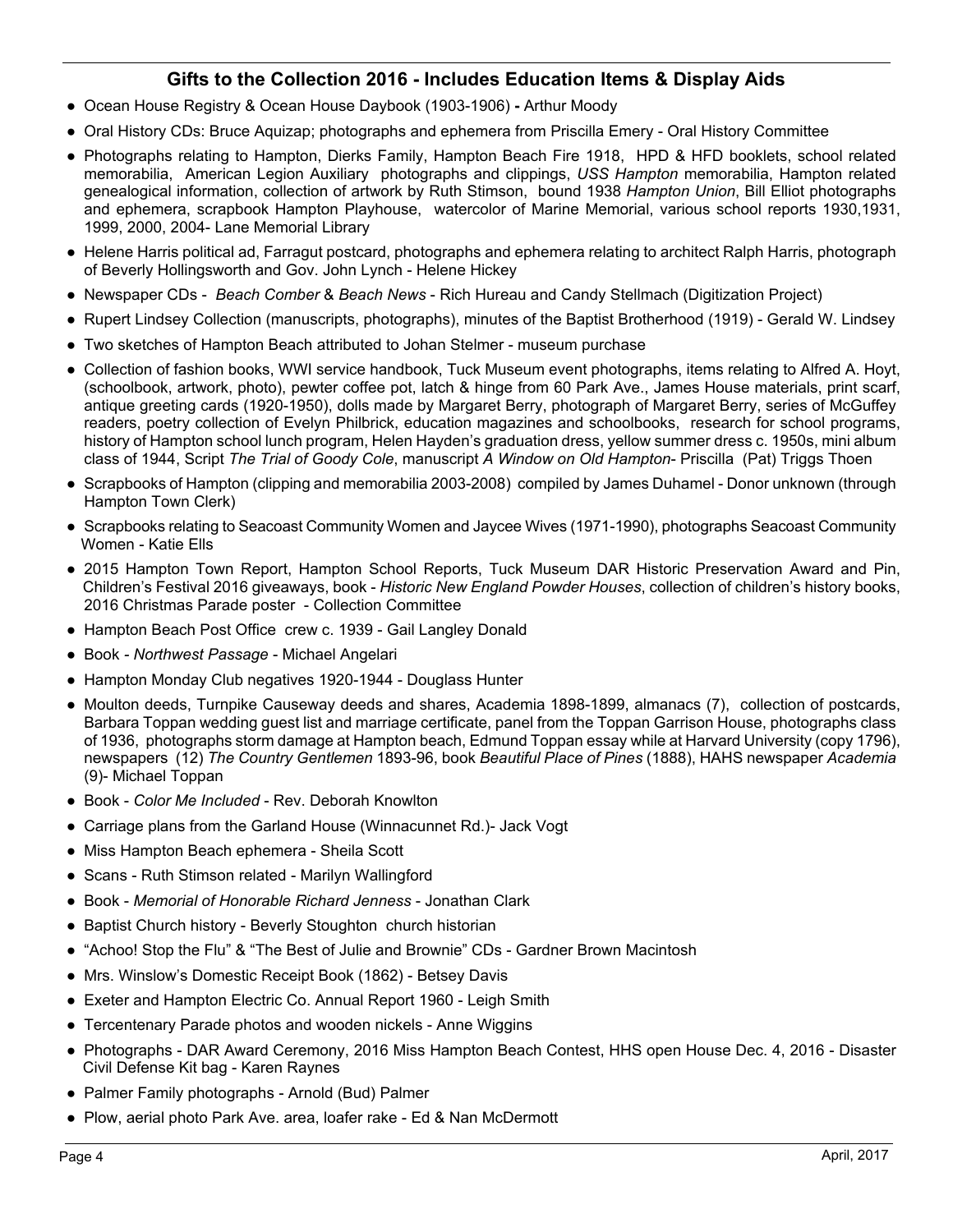## Gifts to the Collection 2016 - Includes Education Items & Display Aids

- Ocean House Registry & Ocean House Daybook (1903-1906) **-** Arthur Moody
- Oral History CDs: Bruce Aquizap; photographs and ephemera from Priscilla Emery - Oral History Committee
- Photographs relating to Hampton, Dierks Family, Hampton Beach Fire 1918, HPD & HFD booklets, school related memorabilia, American Legion Auxiliary photographs and clippings, *USS Hampton* memorabilia, Hampton related genealogical information, collection of artwork by Ruth Stimson, bound 1938 *Hampton Union*, Bill Elliot photographs and ephemera, scrapbook Hampton Playhouse, watercolor of Marine Memorial, various school reports 1930,1931, 1999, 2000, 2004- Lane Memorial Library
- Helene Harris political ad, Farragut postcard, photographs and ephemera relating to architect Ralph Harris, photograph of Beverly Hollingsworth and Gov. John Lynch - Helene Hickey
- Newspaper CDs - *Beach Comber* & *Beach News* - Rich Hureau and Candy Stellmach (Digitization Project)
- Rupert Lindsey Collection (manuscripts, photographs), minutes of the Baptist Brotherhood (1919) - Gerald W. Lindsey
- Two sketches of Hampton Beach attributed to Johan Stelmer - museum purchase
- Collection of fashion books, WWI service handbook, Tuck Museum event photographs, items relating to Alfred A. Hoyt, (schoolbook, artwork, photo), pewter coffee pot, latch & hinge from 60 Park Ave., James House materials, print scarf, antique greeting cards (1920-1950), dolls made by Margaret Berry, photograph of Margaret Berry, series of McGuffey readers, poetry collection of Evelyn Philbrick, education magazines and schoolbooks, research for school programs, history of Hampton school lunch program, Helen Hayden's graduation dress, yellow summer dress c. 1950s, mini album class of 1944, Script *The Trial of Goody Cole*, manuscript *A Window on Old Hampton*- Priscilla (Pat) Triggs Thoen
- Scrapbooks of Hampton (clipping and memorabilia 2003-2008) compiled by James Duhamel - Donor unknown (through Hampton Town Clerk)
- Scrapbooks relating to Seacoast Community Women and Jaycee Wives (1971-1990), photographs Seacoast Community Women - Katie Ells
- 2015 Hampton Town Report, Hampton School Reports, Tuck Museum DAR Historic Preservation Award and Pin, Children's Festival 2016 giveaways, book - *Historic New England Powder Houses*, collection of children's history books, 2016 Christmas Parade poster - Collection Committee
- Hampton Beach Post Office crew c. 1939 - Gail Langley Donald
- Book - *Northwest Passage* - Michael Angelari
- Hampton Monday Club negatives 1920-1944 - Douglass Hunter
- Moulton deeds, Turnpike Causeway deeds and shares, Academia 1898-1899, almanacs (7), collection of postcards, Barbara Toppan wedding guest list and marriage certificate, panel from the Toppan Garrison House, photographs class of 1936, photographs storm damage at Hampton beach, Edmund Toppan essay while at Harvard University (copy 1796), newspapers (12) *The Country Gentlemen* 1893-96, book *Beautiful Place of Pines* (1888), HAHS newspaper *Academia* (9)- Michael Toppan
- Book - *Color Me Included* - Rev. Deborah Knowlton
- Carriage plans from the Garland House (Winnacunnet Rd.)- Jack Vogt
- Miss Hampton Beach ephemera - Sheila Scott
- Scans - Ruth Stimson related - Marilyn Wallingford
- Book - *Memorial of Honorable Richard Jenness* - Jonathan Clark
- Baptist Church history - Beverly Stoughton church historian
- "Achoo! Stop the Flu" & "The Best of Julie and Brownie" CDs - Gardner Brown Macintosh
- Mrs. Winslow's Domestic Receipt Book (1862) - Betsey Davis
- Exeter and Hampton Electric Co. Annual Report 1960 - Leigh Smith
- Tercentenary Parade photos and wooden nickels - Anne Wiggins
- Photographs - DAR Award Ceremony, 2016 Miss Hampton Beach Contest, HHS open House Dec. 4, 2016 - Disaster Civil Defense Kit bag - Karen Raynes
- Palmer Family photographs - Arnold (Bud) Palmer
- Plow, aerial photo Park Ave. area, loafer rake - Ed & Nan McDermott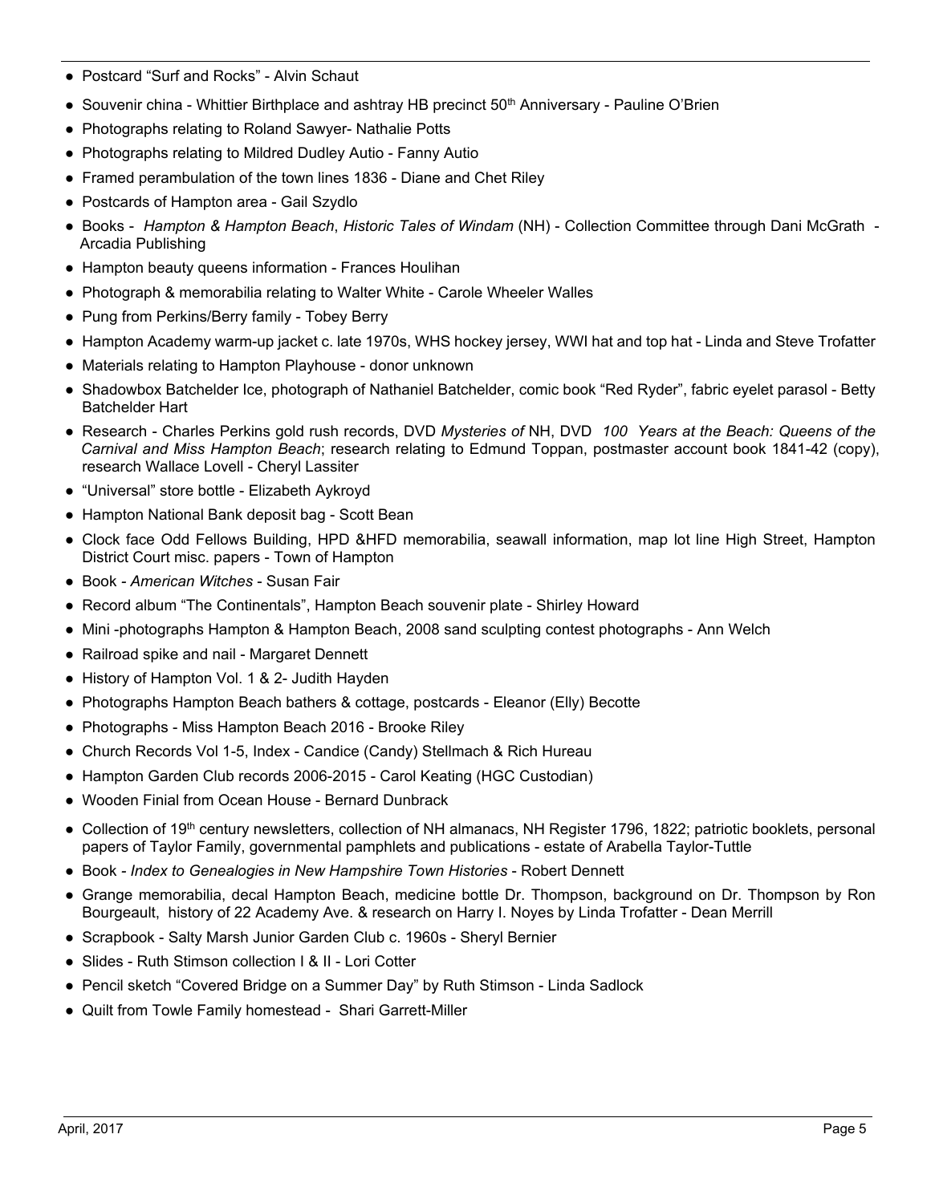- Postcard "Surf and Rocks" - Alvin Schaut
- Souvenir china - Whittier Birthplace and ashtray HB precinct 50th Anniversary - Pauline O'Brien
- Photographs relating to Roland Sawyer- Nathalie Potts
- Photographs relating to Mildred Dudley Autio - Fanny Autio
- Framed perambulation of the town lines 1836 - Diane and Chet Riley
- Postcards of Hampton area - Gail Szydlo
- Books - *Hampton & Hampton Beach*, *Historic Tales of Windam* (NH) - Collection Committee through Dani McGrath - Arcadia Publishing
- Hampton beauty queens information - Frances Houlihan
- Photograph & memorabilia relating to Walter White - Carole Wheeler Walles
- Pung from Perkins/Berry family - Tobey Berry
- Hampton Academy warm-up jacket c. late 1970s, WHS hockey jersey, WWI hat and top hat - Linda and Steve Trofatter
- Materials relating to Hampton Playhouse - donor unknown
- Shadowbox Batchelder Ice, photograph of Nathaniel Batchelder, comic book "Red Ryder", fabric eyelet parasol - Betty Batchelder Hart
- Research - Charles Perkins gold rush records, DVD *Mysteries of* NH, DVD *100 Years at the Beach: Queens of the Carnival and Miss Hampton Beach*; research relating to Edmund Toppan, postmaster account book 1841-42 (copy), research Wallace Lovell - Cheryl Lassiter
- "Universal" store bottle - Elizabeth Aykroyd
- Hampton National Bank deposit bag - Scott Bean
- Clock face Odd Fellows Building, HPD &HFD memorabilia, seawall information, map lot line High Street, Hampton District Court misc. papers - Town of Hampton
- Book - *American Witches* - Susan Fair
- Record album "The Continentals", Hampton Beach souvenir plate - Shirley Howard
- Mini -photographs Hampton & Hampton Beach, 2008 sand sculpting contest photographs - Ann Welch
- Railroad spike and nail - Margaret Dennett
- History of Hampton Vol. 1 & 2- Judith Hayden
- Photographs Hampton Beach bathers & cottage, postcards - Eleanor (Elly) Becotte
- Photographs - Miss Hampton Beach 2016 - Brooke Riley
- Church Records Vol 1-5, Index - Candice (Candy) Stellmach & Rich Hureau
- Hampton Garden Club records 2006-2015 - Carol Keating (HGC Custodian)
- Wooden Finial from Ocean House - Bernard Dunbrack
- Collection of 19th century newsletters, collection of NH almanacs, NH Register 1796, 1822; patriotic booklets, personal papers of Taylor Family, governmental pamphlets and publications - estate of Arabella Taylor-Tuttle
- Book - *Index to Genealogies in New Hampshire Town Histories* - Robert Dennett
- Grange memorabilia, decal Hampton Beach, medicine bottle Dr. Thompson, background on Dr. Thompson by Ron Bourgeault, history of 22 Academy Ave. & research on Harry I. Noyes by Linda Trofatter - Dean Merrill
- Scrapbook - Salty Marsh Junior Garden Club c. 1960s - Sheryl Bernier
- Slides - Ruth Stimson collection I & II - Lori Cotter
- Pencil sketch "Covered Bridge on a Summer Day" by Ruth Stimson - Linda Sadlock
- Quilt from Towle Family homestead - Shari Garrett-Miller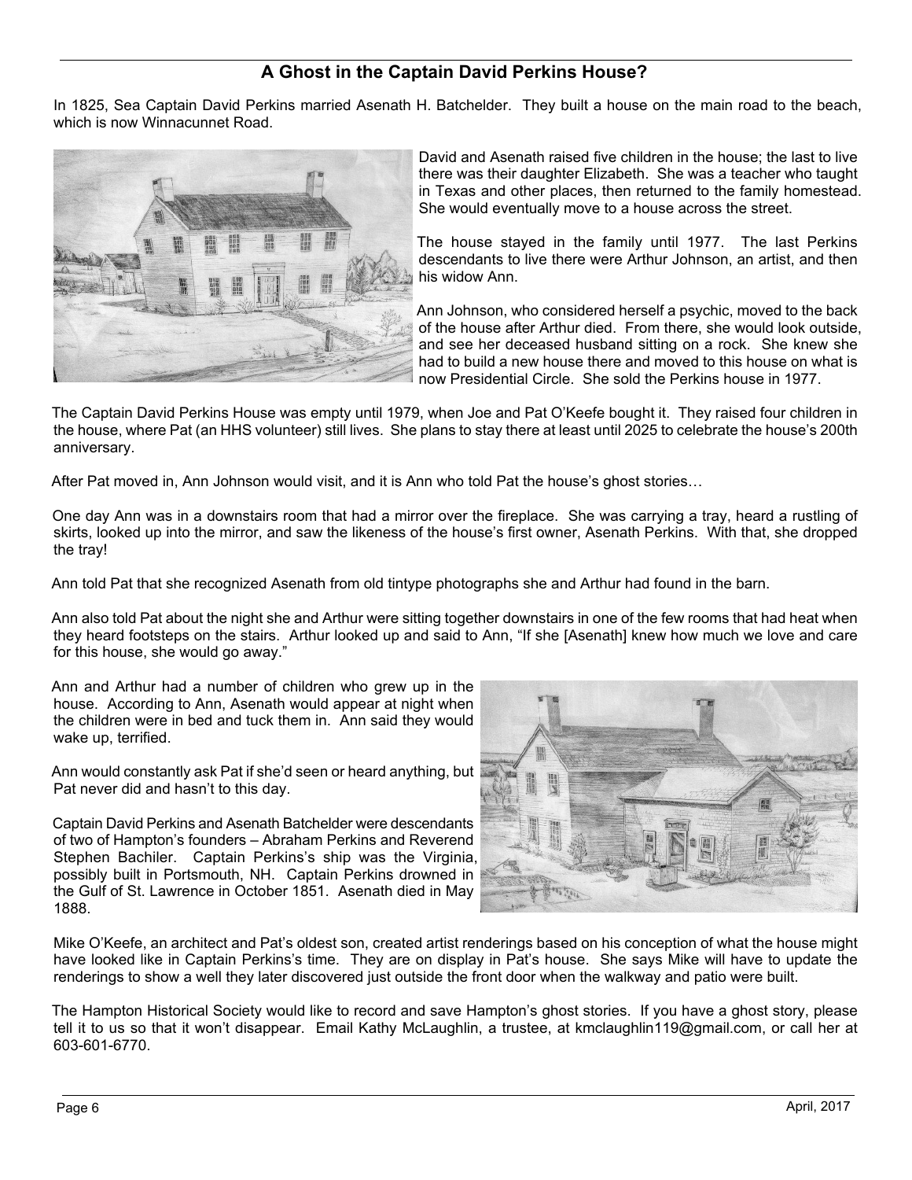## A Ghost in the Captain David Perkins House?

In 1825, Sea Captain David Perkins married Asenath H. Batchelder. They built a house on the main road to the beach, which is now Winnacunnet Road.

David and Asenath raised five children in the house; the last to live there was their daughter Elizabeth. She was a teacher who taught in Texas and other places, then returned to the family homestead. She would eventually move to a house across the street.

The house stayed in the family until 1977. The last Perkins descendants to live there were Arthur Johnson, an artist, and then his widow Ann.

Ann Johnson, who considered herself a psychic, moved to the back of the house after Arthur died. From there, she would look outside, and see her deceased husband sitting on a rock. She knew she had to build a new house there and moved to this house on what is now Presidential Circle. She sold the Perkins house in 1977.

The Captain David Perkins House was empty until 1979, when Joe and Pat O'Keefe bought it. They raised four children in the house, where Pat (an HHS volunteer) still lives. She plans to stay there at least until 2025 to celebrate the house's 200th anniversary.

After Pat moved in, Ann Johnson would visit, and it is Ann who told Pat the house's ghost stories…

One day Ann was in a downstairs room that had a mirror over the fireplace. She was carrying a tray, heard a rustling of skirts, looked up into the mirror, and saw the likeness of the house's first owner, Asenath Perkins. With that, she dropped the tray!

Ann told Pat that she recognized Asenath from old tintype photographs she and Arthur had found in the barn.

Ann also told Pat about the night she and Arthur were sitting together downstairs in one of the few rooms that had heat when they heard footsteps on the stairs. Arthur looked up and said to Ann, "If she [Asenath] knew how much we love and care for this house, she would go away."

Ann and Arthur had a number of children who grew up in the house. According to Ann, Asenath would appear at night when the children were in bed and tuck them in. Ann said they would wake up, terrified.

Ann would constantly ask Pat if she'd seen or heard anything, but Pat never did and hasn't to this day.

Captain David Perkins and Asenath Batchelder were descendants of two of Hampton's founders – Abraham Perkins and Reverend Stephen Bachiler. Captain Perkins's ship was the Virginia, possibly built in Portsmouth, NH. Captain Perkins drowned in the Gulf of St. Lawrence in October 1851. Asenath died in May 1888.

Mike O'Keefe, an architect and Pat's oldest son, created artist renderings based on his conception of what the house might have looked like in Captain Perkins's time. They are on display in Pat's house. She says Mike will have to update the renderings to show a well they later discovered just outside the front door when the walkway and patio were built.

The Hampton Historical Society would like to record and save Hampton's ghost stories. If you have a ghost story, please tell it to us so that it won't disappear. Email Kathy McLaughlin, a trustee, at kmclaughlin119@gmail.com, or call her at 603-601-6770.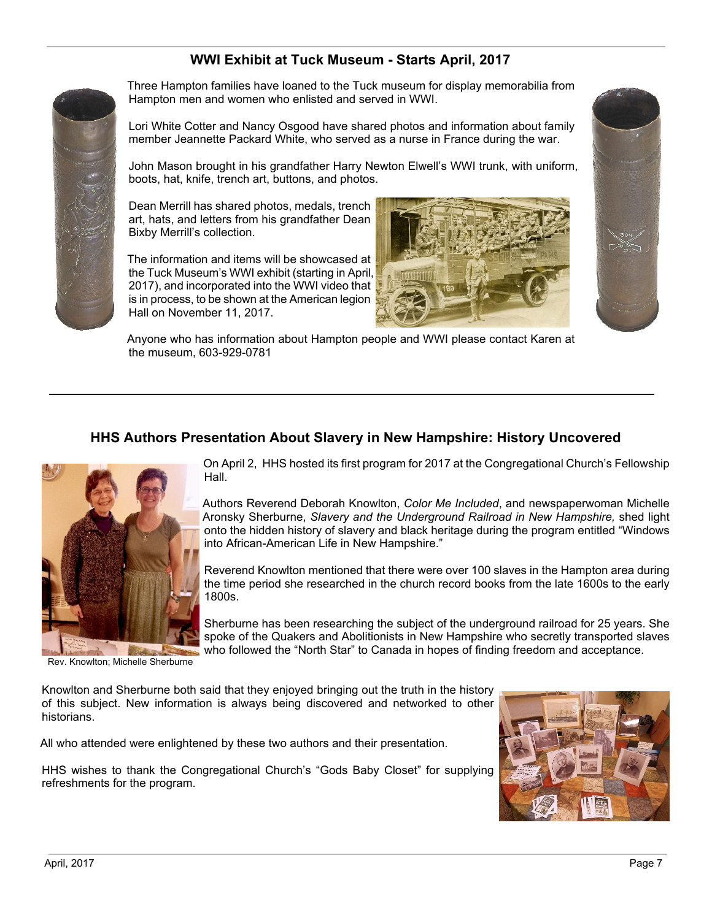## WWI Exhibit at Tuck Museum - Starts April, 2017

Three Hampton families have loaned to the Tuck museum for display memorabilia from Hampton men and women who enlisted and served in WWI.

Lori White Cotter and Nancy Osgood have shared photos and information about family member Jeannette Packard White, who served as a nurse in France during the war.

John Mason brought in his grandfather Harry Newton Elwell's WWI trunk, with uniform, boots, hat, knife, trench art, buttons, and photos.

Dean Merrill has shared photos, medals, trench art, hats, and letters from his grandfather Dean Bixby Merrill's collection.

The information and items will be showcased at the Tuck Museum's WWI exhibit (starting in April, 2017), and incorporated into the WWI video that is in process, to be shown at the American legion Hall on November 11, 2017.

Anyone who has information about Hampton people and WWI please contact Karen at the museum, 603-929-0781

## HHS Authors Presentation About Slavery in New Hampshire: History Uncovered

On April 2, HHS hosted its first program for 2017 at the Congregational Church's Fellowship Hall.

Authors Reverend Deborah Knowlton, *Color Me Included*, and newspaperwoman Michelle Aronsky Sherburne, *Slavery and the Underground Railroad in New Hampshire,* shed light onto the hidden history of slavery and black heritage during the program entitled "Windows into African-American Life in New Hampshire."

Reverend Knowlton mentioned that there were over 100 slaves in the Hampton area during the time period she researched in the church record books from the late 1600s to the early 1800s.

Sherburne has been researching the subject of the underground railroad for 25 years. She spoke of the Quakers and Abolitionists in New Hampshire who secretly transported slaves who followed the "North Star" to Canada in hopes of finding freedom and acceptance.

Rev. Knowlton; Michelle Sherburne

Knowlton and Sherburne both said that they enjoyed bringing out the truth in the history of this subject. New information is always being discovered and networked to other historians.

All who attended were enlightened by these two authors and their presentation.

HHS wishes to thank the Congregational Church's "Gods Baby Closet" for supplying refreshments for the program.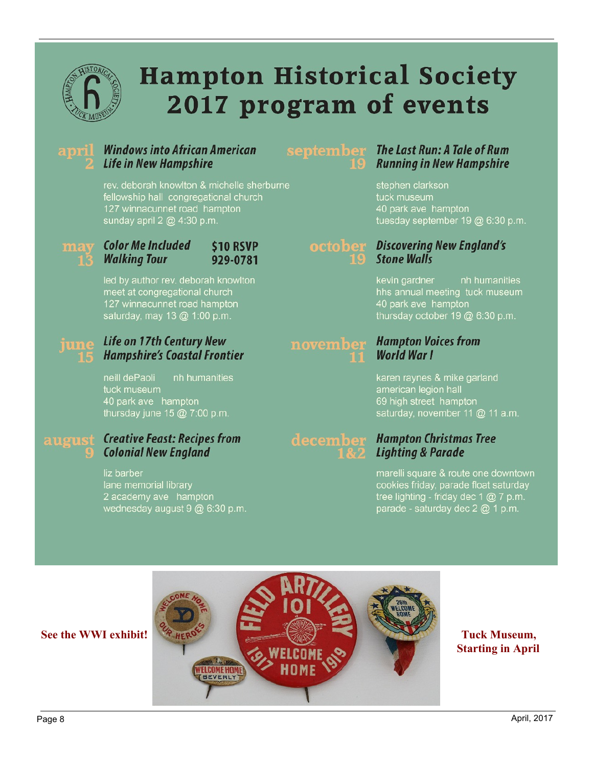# Hampton Historical Society 2017 program of events

**april 2** — ***Windows into African American Life in New Hampshire***

rev. deborah knowlton & michelle sherburne
fellowship hall congregational church
127 winnacunnet road hampton
sunday april 2 @ 4:30 p.m.

**may 13** — ***Color Me Included Walking Tour*** **$10 RSVP 929-0781**

led by author rev. deborah knowlton
meet at congregational church
127 winnacunnet road hampton
saturday, may 13 @ 1:00 p.m.

**june 15** — ***Life on 17th Century New Hampshire's Coastal Frontier***

neill dePaoli nh humanities
tuck museum
40 park ave hampton
thursday june 15 @ 7:00 p.m.

**august 9** — ***Creative Feast: Recipes from Colonial New England***

liz barber
lane memorial library
2 academy ave hampton
wednesday august 9 @ 6:30 p.m.

**september 19** — ***The Last Run: A Tale of Rum Running in New Hampshire***

stephen clarkson
tuck museum
40 park ave hampton
tuesday september 19 @ 6:30 p.m.

**october 19** — ***Discovering New England's Stone Walls***

kevin gardner nh humanities
hhs annual meeting tuck museum
40 park ave hampton
thursday october 19 @ 6:30 p.m.

**november 11** — ***Hampton Voices from World War I***

karen raynes & mike garland
american legion hall
69 high street hampton
saturday, november 11 @ 11 a.m.

**december 1&2** — ***Hampton Christmas Tree Lighting & Parade***

marelli square & route one downtown
cookies friday, parade float saturday
tree lighting - friday dec 1 @ 7 p.m.
parade - saturday dec 2 @ 1 p.m.

**See the WWI exhibit!**

**Tuck Museum, Starting in April**